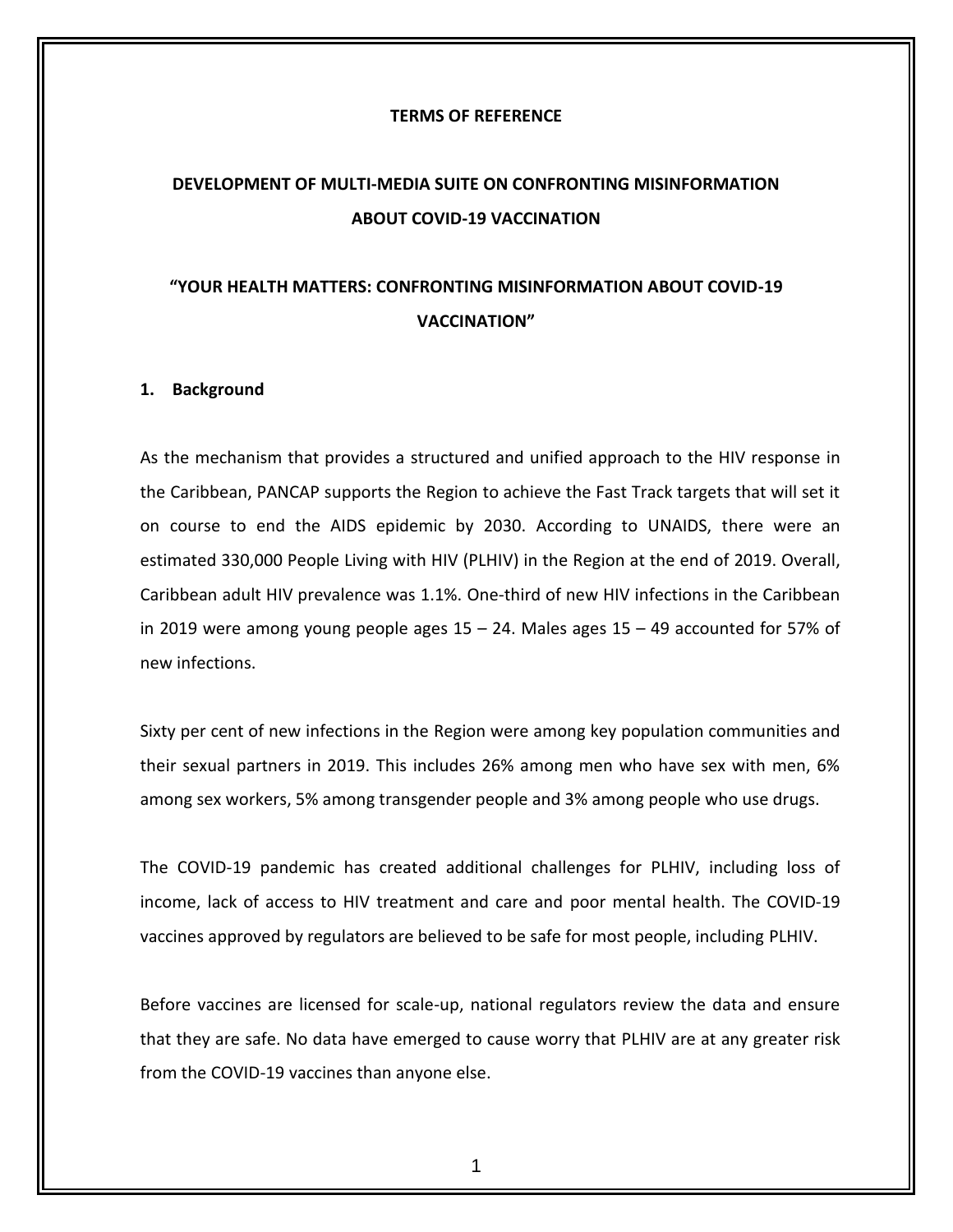# TERMS OF REFERENCE

## DEVELOPMENT OF MULTI-MEDIA SUITE ON CONFRONTING MISINFORMATION ABOUT COVID-19 VACCINATION

## "YOUR HEALTH MATTERS: CONFRONTING MISINFORMATION ABOUT COVID-19 VACCINATION"

### 1. Background

As the mechanism that provides a structured and unified approach to the HIV response in the Caribbean, PANCAP supports the Region to achieve the Fast Track targets that will set it on course to end the AIDS epidemic by 2030. According to UNAIDS, there were an estimated 330,000 People Living with HIV (PLHIV) in the Region at the end of 2019. Overall, Caribbean adult HIV prevalence was 1.1%. One-third of new HIV infections in the Caribbean in 2019 were among young people ages 15 – 24. Males ages 15 – 49 accounted for 57% of new infections.

Sixty per cent of new infections in the Region were among key population communities and their sexual partners in 2019. This includes 26% among men who have sex with men, 6% among sex workers, 5% among transgender people and 3% among people who use drugs.

The COVID-19 pandemic has created additional challenges for PLHIV, including loss of income, lack of access to HIV treatment and care and poor mental health. The COVID-19 vaccines approved by regulators are believed to be safe for most people, including PLHIV.

Before vaccines are licensed for scale-up, national regulators review the data and ensure that they are safe. No data have emerged to cause worry that PLHIV are at any greater risk from the COVID-19 vaccines than anyone else.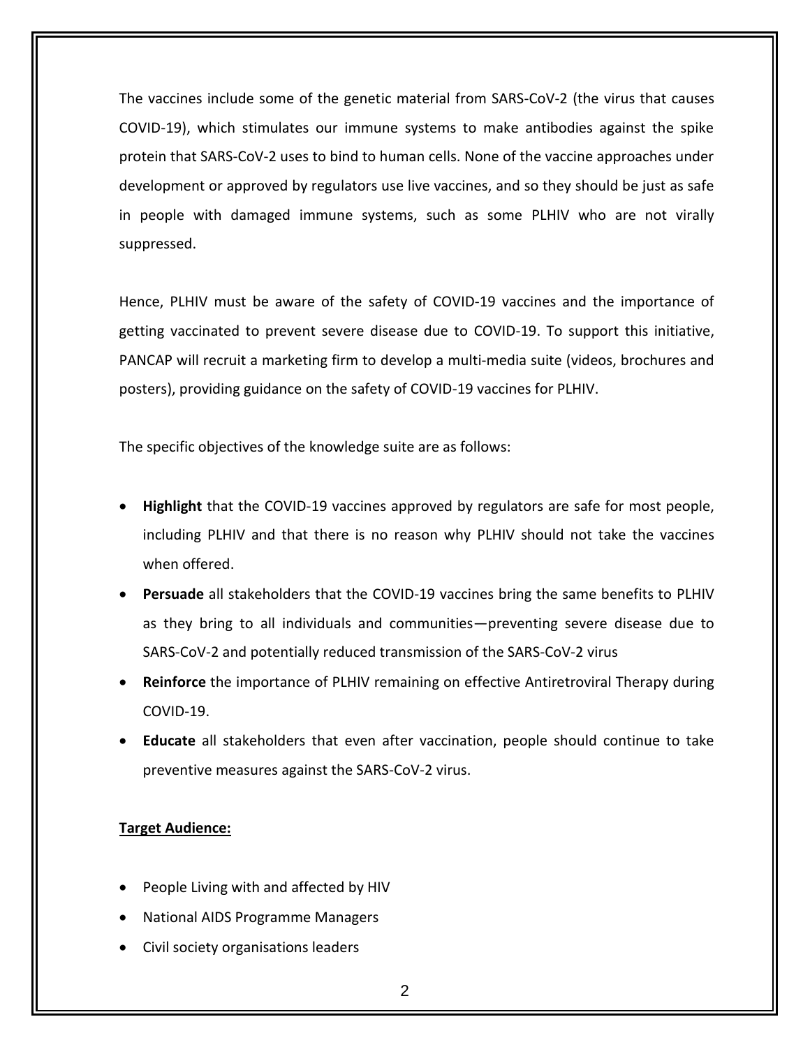The vaccines include some of the genetic material from SARS-CoV-2 (the virus that causes COVID-19), which stimulates our immune systems to make antibodies against the spike protein that SARS-CoV-2 uses to bind to human cells. None of the vaccine approaches under development or approved by regulators use live vaccines, and so they should be just as safe in people with damaged immune systems, such as some PLHIV who are not virally suppressed.

Hence, PLHIV must be aware of the safety of COVID-19 vaccines and the importance of getting vaccinated to prevent severe disease due to COVID-19. To support this initiative, PANCAP will recruit a marketing firm to develop a multi-media suite (videos, brochures and posters), providing guidance on the safety of COVID-19 vaccines for PLHIV.

The specific objectives of the knowledge suite are as follows:

- **Highlight** that the COVID-19 vaccines approved by regulators are safe for most people, including PLHIV and that there is no reason why PLHIV should not take the vaccines when offered.
- **Persuade** all stakeholders that the COVID-19 vaccines bring the same benefits to PLHIV as they bring to all individuals and communities—preventing severe disease due to SARS-CoV-2 and potentially reduced transmission of the SARS-CoV-2 virus
- **Reinforce** the importance of PLHIV remaining on effective Antiretroviral Therapy during COVID-19.
- **Educate** all stakeholders that even after vaccination, people should continue to take preventive measures against the SARS-CoV-2 virus.

**Target Audience:**

- People Living with and affected by HIV
- National AIDS Programme Managers
- Civil society organisations leaders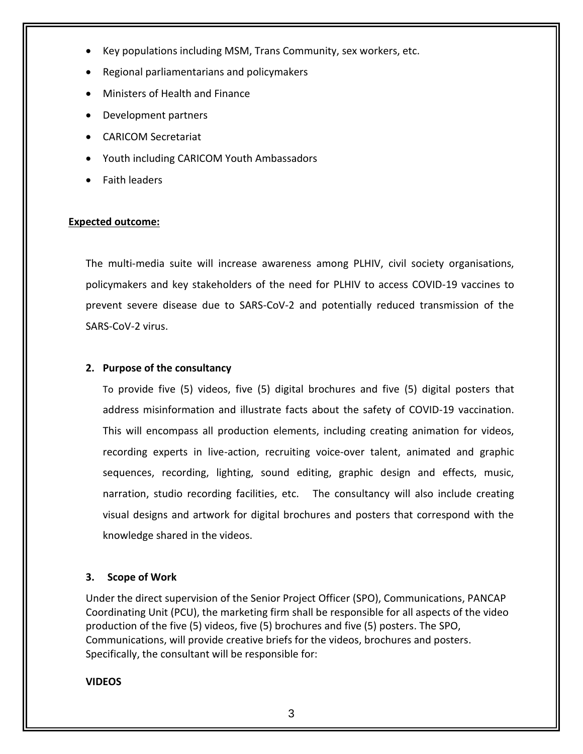- Key populations including MSM, Trans Community, sex workers, etc.
- Regional parliamentarians and policymakers
- Ministers of Health and Finance
- Development partners
- CARICOM Secretariat
- Youth including CARICOM Youth Ambassadors
- Faith leaders

**Expected outcome:**

The multi-media suite will increase awareness among PLHIV, civil society organisations, policymakers and key stakeholders of the need for PLHIV to access COVID-19 vaccines to prevent severe disease due to SARS-CoV-2 and potentially reduced transmission of the SARS-CoV-2 virus.

## 2. Purpose of the consultancy

To provide five (5) videos, five (5) digital brochures and five (5) digital posters that address misinformation and illustrate facts about the safety of COVID-19 vaccination. This will encompass all production elements, including creating animation for videos, recording experts in live-action, recruiting voice-over talent, animated and graphic sequences, recording, lighting, sound editing, graphic design and effects, music, narration, studio recording facilities, etc. The consultancy will also include creating visual designs and artwork for digital brochures and posters that correspond with the knowledge shared in the videos.

## 3. Scope of Work

Under the direct supervision of the Senior Project Officer (SPO), Communications, PANCAP Coordinating Unit (PCU), the marketing firm shall be responsible for all aspects of the video production of the five (5) videos, five (5) brochures and five (5) posters. The SPO, Communications, will provide creative briefs for the videos, brochures and posters. Specifically, the consultant will be responsible for:

**VIDEOS**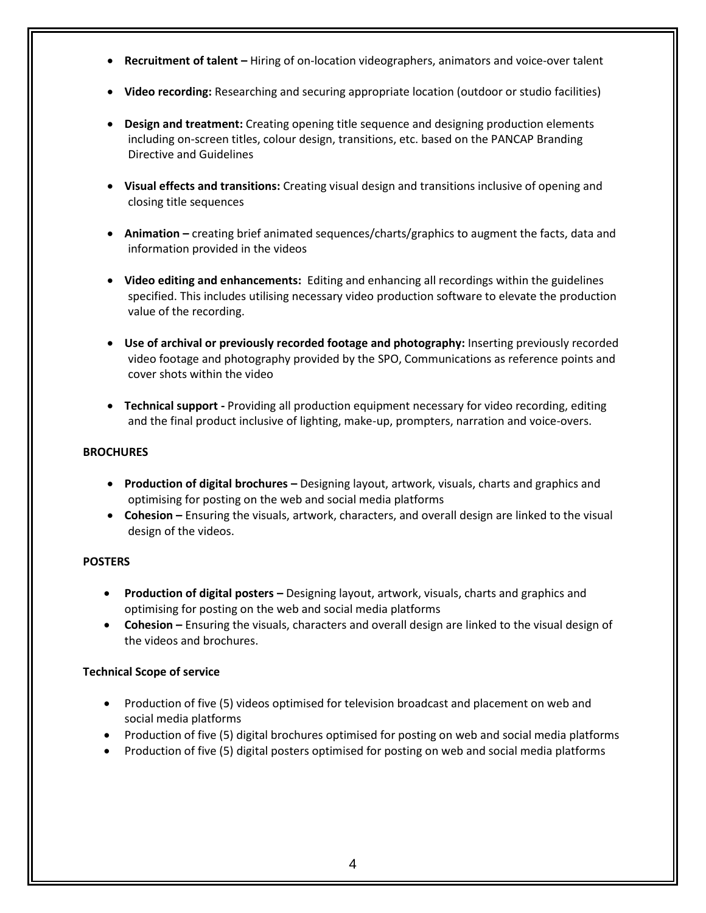- **Recruitment of talent –** Hiring of on-location videographers, animators and voice-over talent
- **Video recording:** Researching and securing appropriate location (outdoor or studio facilities)
- **Design and treatment:** Creating opening title sequence and designing production elements including on-screen titles, colour design, transitions, etc. based on the PANCAP Branding Directive and Guidelines
- **Visual effects and transitions:** Creating visual design and transitions inclusive of opening and closing title sequences
- **Animation –** creating brief animated sequences/charts/graphics to augment the facts, data and information provided in the videos
- **Video editing and enhancements:** Editing and enhancing all recordings within the guidelines specified. This includes utilising necessary video production software to elevate the production value of the recording.
- **Use of archival or previously recorded footage and photography:** Inserting previously recorded video footage and photography provided by the SPO, Communications as reference points and cover shots within the video
- **Technical support -** Providing all production equipment necessary for video recording, editing and the final product inclusive of lighting, make-up, prompters, narration and voice-overs.

**BROCHURES**

- **Production of digital brochures –** Designing layout, artwork, visuals, charts and graphics and optimising for posting on the web and social media platforms
- **Cohesion –** Ensuring the visuals, artwork, characters, and overall design are linked to the visual design of the videos.

**POSTERS**

- **Production of digital posters –** Designing layout, artwork, visuals, charts and graphics and optimising for posting on the web and social media platforms
- **Cohesion –** Ensuring the visuals, characters and overall design are linked to the visual design of the videos and brochures.

**Technical Scope of service**

- Production of five (5) videos optimised for television broadcast and placement on web and social media platforms
- Production of five (5) digital brochures optimised for posting on web and social media platforms
- Production of five (5) digital posters optimised for posting on web and social media platforms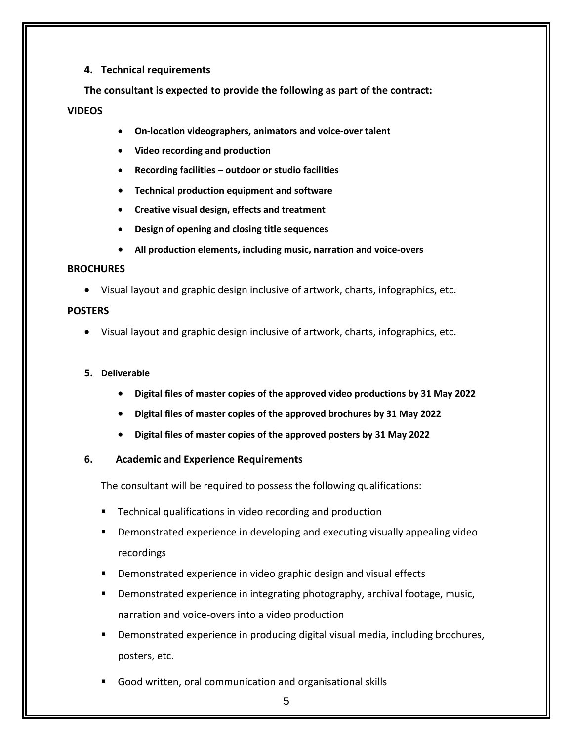## 4. Technical requirements

**The consultant is expected to provide the following as part of the contract:**

**VIDEOS**

- **On-location videographers, animators and voice-over talent**
- **Video recording and production**
- **Recording facilities – outdoor or studio facilities**
- **Technical production equipment and software**
- **Creative visual design, effects and treatment**
- **Design of opening and closing title sequences**
- **All production elements, including music, narration and voice-overs**

**BROCHURES**

- Visual layout and graphic design inclusive of artwork, charts, infographics, etc.

**POSTERS**

- Visual layout and graphic design inclusive of artwork, charts, infographics, etc.

## 5. Deliverable

- **Digital files of master copies of the approved video productions by 31 May 2022**
- **Digital files of master copies of the approved brochures by 31 May 2022**
- **Digital files of master copies of the approved posters by 31 May 2022**

## 6. Academic and Experience Requirements

The consultant will be required to possess the following qualifications:

- Technical qualifications in video recording and production
- Demonstrated experience in developing and executing visually appealing video recordings
- Demonstrated experience in video graphic design and visual effects
- Demonstrated experience in integrating photography, archival footage, music, narration and voice-overs into a video production
- Demonstrated experience in producing digital visual media, including brochures, posters, etc.
- Good written, oral communication and organisational skills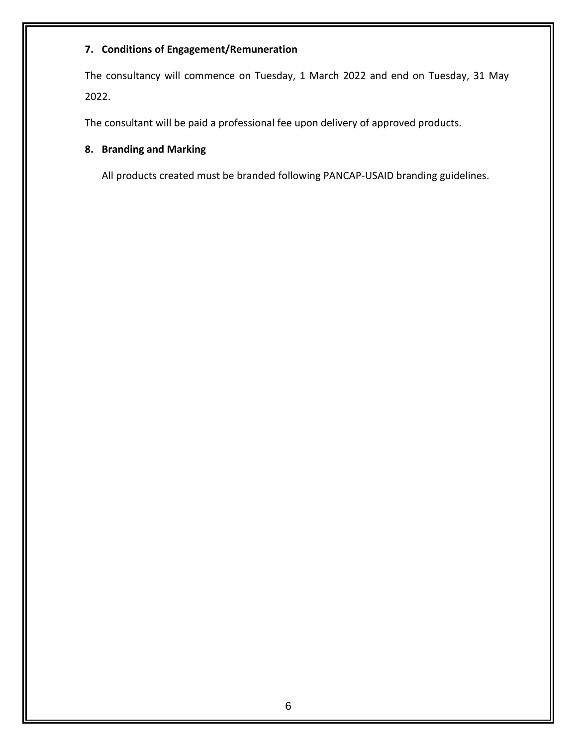## 7. Conditions of Engagement/Remuneration

The consultancy will commence on Tuesday, 1 March 2022 and end on Tuesday, 31 May 2022.

The consultant will be paid a professional fee upon delivery of approved products.

## 8. Branding and Marking

All products created must be branded following PANCAP-USAID branding guidelines.